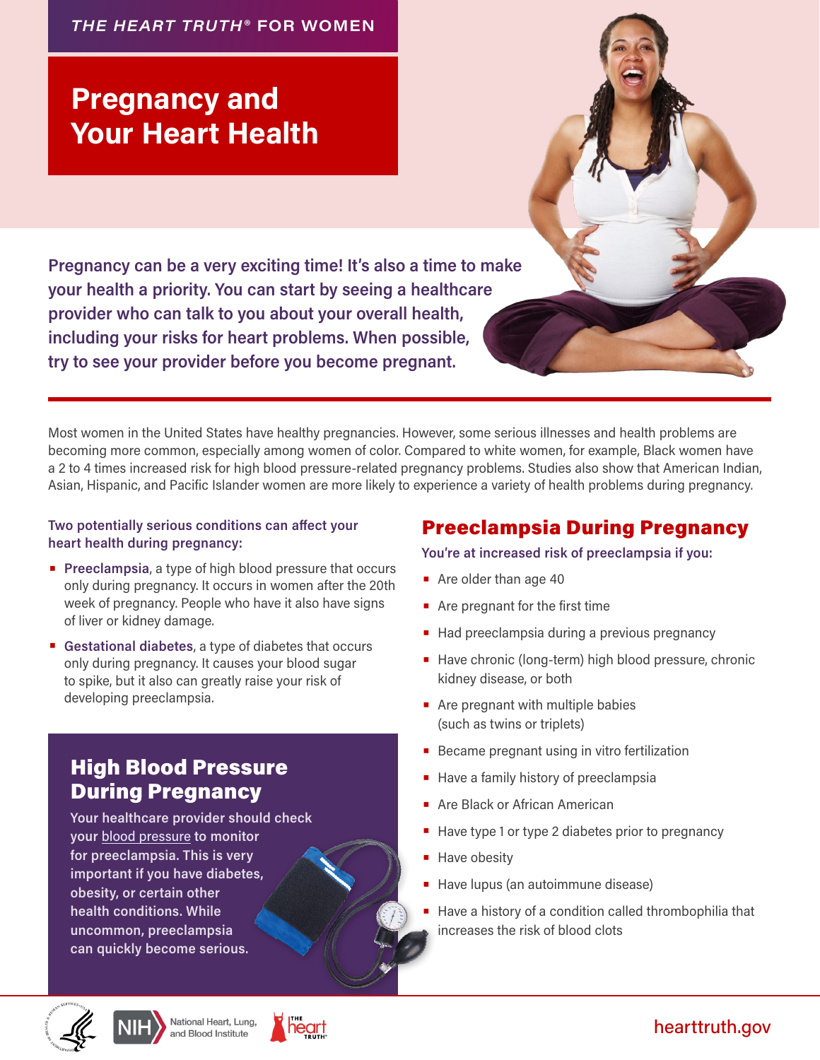THE HEART TRUTH® FOR WOMEN

# Pregnancy and Your Heart Health

**Pregnancy can be a very exciting time! It's also a time to make your health a priority. You can start by seeing a healthcare provider who can talk to you about your overall health, including your risks for heart problems. When possible, try to see your provider before you become pregnant.**

Most women in the United States have healthy pregnancies. However, some serious illnesses and health problems are becoming more common, especially among women of color. Compared to white women, for example, Black women have a 2 to 4 times increased risk for high blood pressure-related pregnancy problems. Studies also show that American Indian, Asian, Hispanic, and Pacific Islander women are more likely to experience a variety of health problems during pregnancy.

**Two potentially serious conditions can affect your heart health during pregnancy:**

- **Preeclampsia**, a type of high blood pressure that occurs only during pregnancy. It occurs in women after the 20th week of pregnancy. People who have it also have signs of liver or kidney damage.
- **Gestational diabetes**, a type of diabetes that occurs only during pregnancy. It causes your blood sugar to spike, but it also can greatly raise your risk of developing preeclampsia.

## High Blood Pressure During Pregnancy

Your healthcare provider should check your blood pressure to monitor for preeclampsia. This is very important if you have diabetes, obesity, or certain other health conditions. While uncommon, preeclampsia can quickly become serious.

## Preeclampsia During Pregnancy

**You're at increased risk of preeclampsia if you:**

- Are older than age 40
- Are pregnant for the first time
- Had preeclampsia during a previous pregnancy
- Have chronic (long-term) high blood pressure, chronic kidney disease, or both
- Are pregnant with multiple babies (such as twins or triplets)
- Became pregnant using in vitro fertilization
- Have a family history of preeclampsia
- Are Black or African American
- Have type 1 or type 2 diabetes prior to pregnancy
- Have obesity
- Have lupus (an autoimmune disease)
- Have a history of a condition called thrombophilia that increases the risk of blood clots

National Heart, Lung, and Blood Institute

hearttruth.gov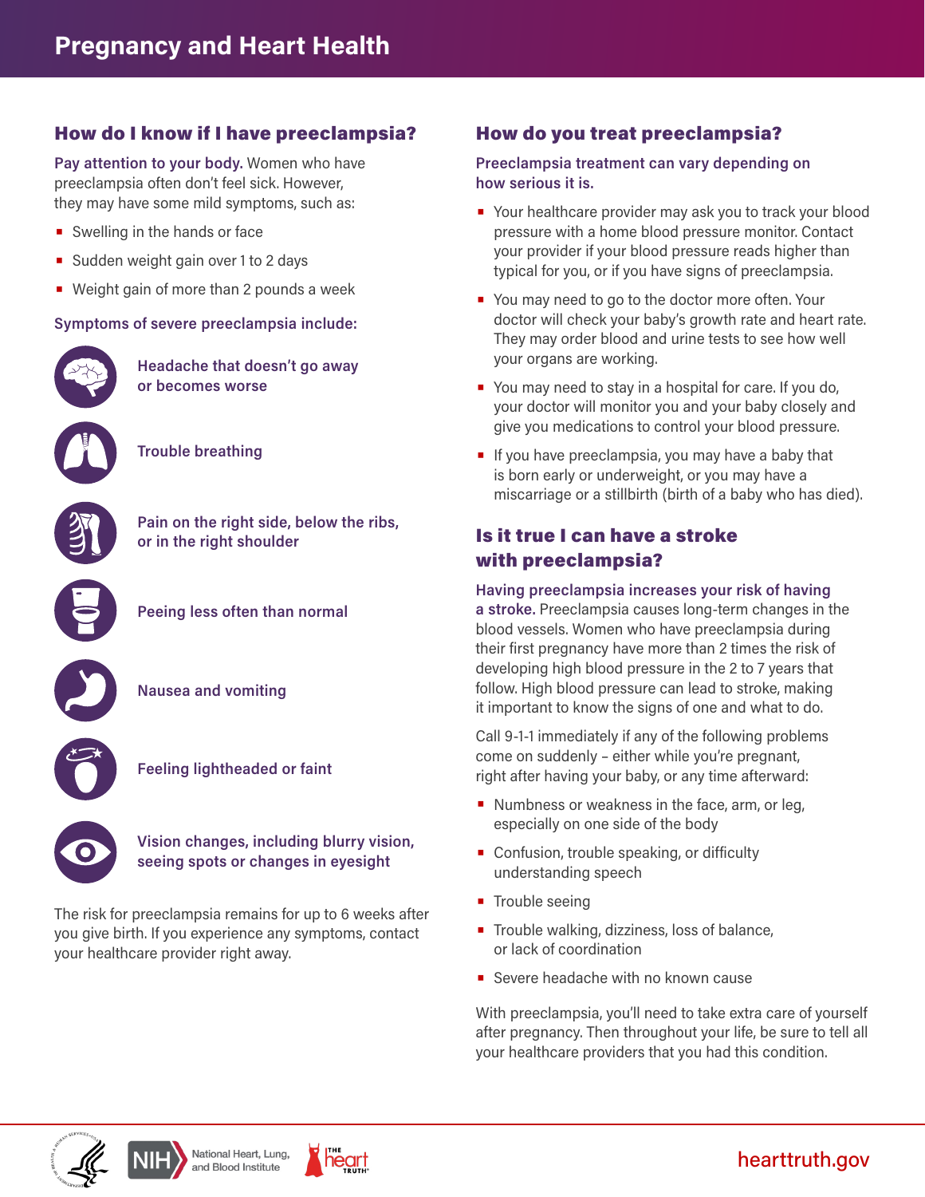# Pregnancy and Heart Health

## How do I know if I have preeclampsia?

**Pay attention to your body.** Women who have preeclampsia often don't feel sick. However, they may have some mild symptoms, such as:

- Swelling in the hands or face
- Sudden weight gain over 1 to 2 days
- Weight gain of more than 2 pounds a week

**Symptoms of severe preeclampsia include:**

- **Headache that doesn't go away or becomes worse**
- **Trouble breathing**
- **Pain on the right side, below the ribs, or in the right shoulder**
- **Peeing less often than normal**
- **Nausea and vomiting**
- **Feeling lightheaded or faint**
- **Vision changes, including blurry vision, seeing spots or changes in eyesight**

The risk for preeclampsia remains for up to 6 weeks after you give birth. If you experience any symptoms, contact your healthcare provider right away.

## How do you treat preeclampsia?

**Preeclampsia treatment can vary depending on how serious it is.**

- Your healthcare provider may ask you to track your blood pressure with a home blood pressure monitor. Contact your provider if your blood pressure reads higher than typical for you, or if you have signs of preeclampsia.
- You may need to go to the doctor more often. Your doctor will check your baby's growth rate and heart rate. They may order blood and urine tests to see how well your organs are working.
- You may need to stay in a hospital for care. If you do, your doctor will monitor you and your baby closely and give you medications to control your blood pressure.
- If you have preeclampsia, you may have a baby that is born early or underweight, or you may have a miscarriage or a stillbirth (birth of a baby who has died).

## Is it true I can have a stroke with preeclampsia?

**Having preeclampsia increases your risk of having a stroke.** Preeclampsia causes long-term changes in the blood vessels. Women who have preeclampsia during their first pregnancy have more than 2 times the risk of developing high blood pressure in the 2 to 7 years that follow. High blood pressure can lead to stroke, making it important to know the signs of one and what to do.

Call 9-1-1 immediately if any of the following problems come on suddenly – either while you're pregnant, right after having your baby, or any time afterward:

- Numbness or weakness in the face, arm, or leg, especially on one side of the body
- Confusion, trouble speaking, or difficulty understanding speech
- Trouble seeing
- Trouble walking, dizziness, loss of balance, or lack of coordination
- Severe headache with no known cause

With preeclampsia, you'll need to take extra care of yourself after pregnancy. Then throughout your life, be sure to tell all your healthcare providers that you had this condition.

NIH National Heart, Lung, and Blood Institute | The Heart Truth

hearttruth.gov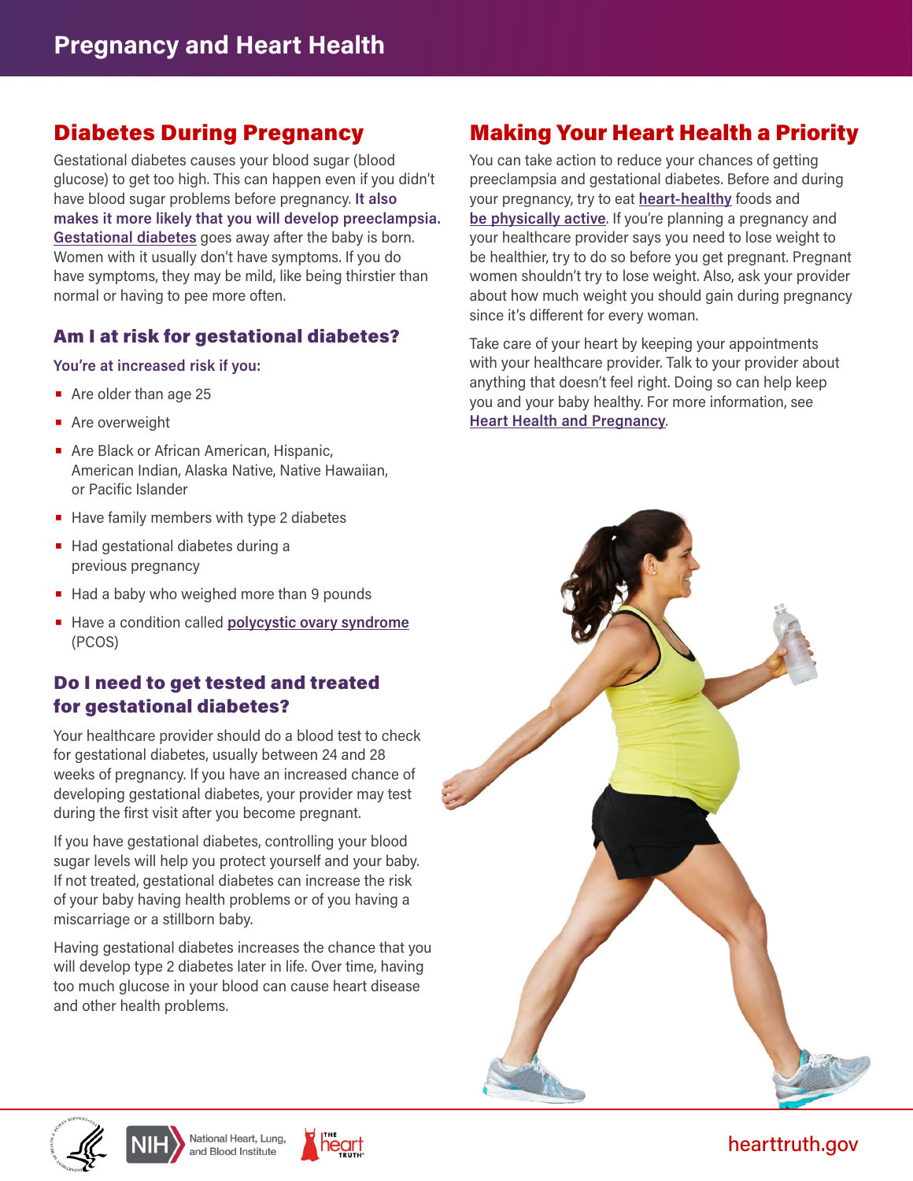# Pregnancy and Heart Health

## Diabetes During Pregnancy

Gestational diabetes causes your blood sugar (blood glucose) to get too high. This can happen even if you didn't have blood sugar problems before pregnancy. **It also makes it more likely that you will develop preeclampsia.** Gestational diabetes goes away after the baby is born. Women with it usually don't have symptoms. If you do have symptoms, they may be mild, like being thirstier than normal or having to pee more often.

### Am I at risk for gestational diabetes?

**You're at increased risk if you:**

- Are older than age 25
- Are overweight
- Are Black or African American, Hispanic, American Indian, Alaska Native, Native Hawaiian, or Pacific Islander
- Have family members with type 2 diabetes
- Had gestational diabetes during a previous pregnancy
- Had a baby who weighed more than 9 pounds
- Have a condition called polycystic ovary syndrome (PCOS)

### Do I need to get tested and treated for gestational diabetes?

Your healthcare provider should do a blood test to check for gestational diabetes, usually between 24 and 28 weeks of pregnancy. If you have an increased chance of developing gestational diabetes, your provider may test during the first visit after you become pregnant.

If you have gestational diabetes, controlling your blood sugar levels will help you protect yourself and your baby. If not treated, gestational diabetes can increase the risk of your baby having health problems or of you having a miscarriage or a stillborn baby.

Having gestational diabetes increases the chance that you will develop type 2 diabetes later in life. Over time, having too much glucose in your blood can cause heart disease and other health problems.

## Making Your Heart Health a Priority

You can take action to reduce your chances of getting preeclampsia and gestational diabetes. Before and during your pregnancy, try to eat **heart-healthy** foods and **be physically active**. If you're planning a pregnancy and your healthcare provider says you need to lose weight to be healthier, try to do so before you get pregnant. Pregnant women shouldn't try to lose weight. Also, ask your provider about how much weight you should gain during pregnancy since it's different for every woman.

Take care of your heart by keeping your appointments with your healthcare provider. Talk to your provider about anything that doesn't feel right. Doing so can help keep you and your baby healthy. For more information, see **Heart Health and Pregnancy**.

hearttruth.gov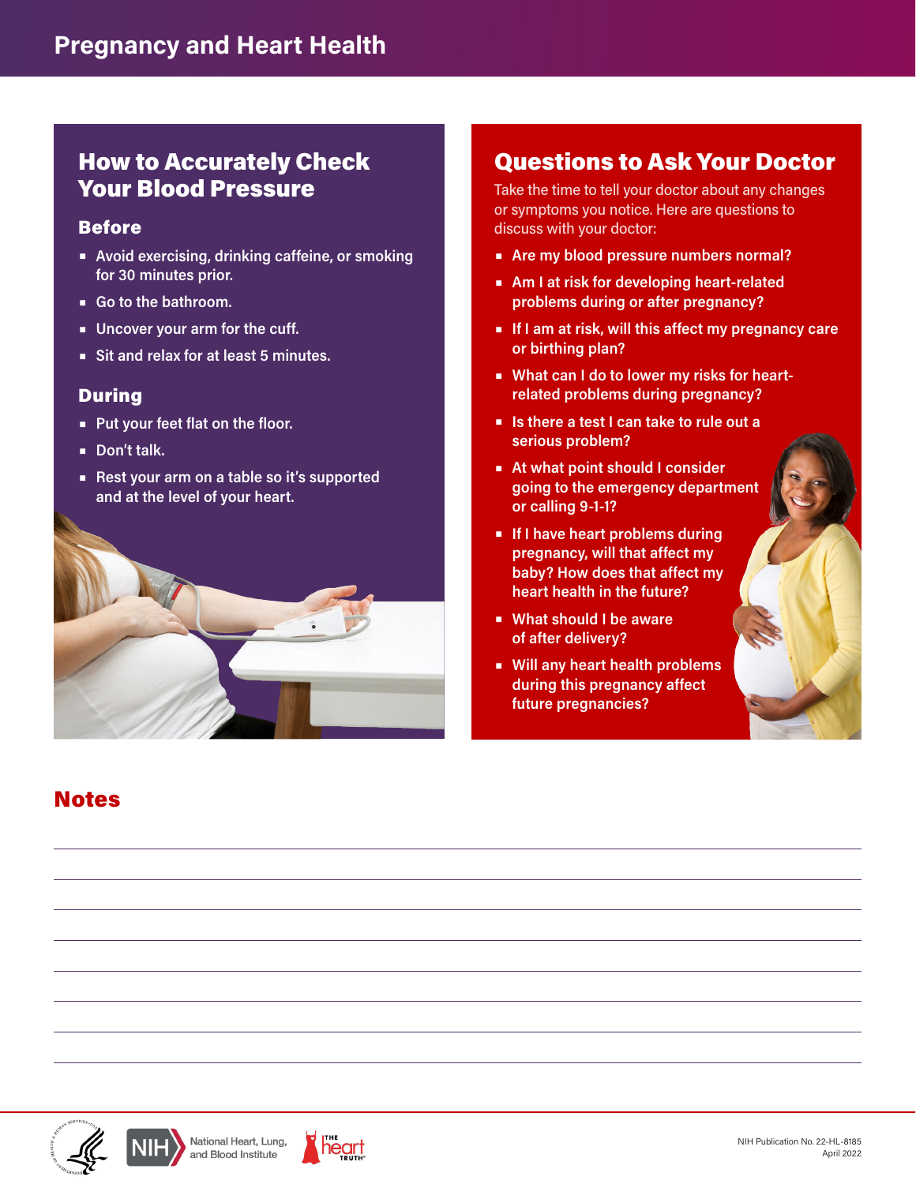# Pregnancy and Heart Health

## How to Accurately Check Your Blood Pressure

### Before

- Avoid exercising, drinking caffeine, or smoking for 30 minutes prior.
- Go to the bathroom.
- Uncover your arm for the cuff.
- Sit and relax for at least 5 minutes.

### During

- Put your feet flat on the floor.
- Don't talk.
- Rest your arm on a table so it's supported and at the level of your heart.

## Questions to Ask Your Doctor

Take the time to tell your doctor about any changes or symptoms you notice. Here are questions to discuss with your doctor:

- Are my blood pressure numbers normal?
- Am I at risk for developing heart-related problems during or after pregnancy?
- If I am at risk, will this affect my pregnancy care or birthing plan?
- What can I do to lower my risks for heart-related problems during pregnancy?
- Is there a test I can take to rule out a serious problem?
- At what point should I consider going to the emergency department or calling 9-1-1?
- If I have heart problems during pregnancy, will that affect my baby? How does that affect my heart health in the future?
- What should I be aware of after delivery?
- Will any heart health problems during this pregnancy affect future pregnancies?

## Notes

NIH National Heart, Lung, and Blood Institute

The Heart Truth

NIH Publication No. 22-HL-8185
April 2022